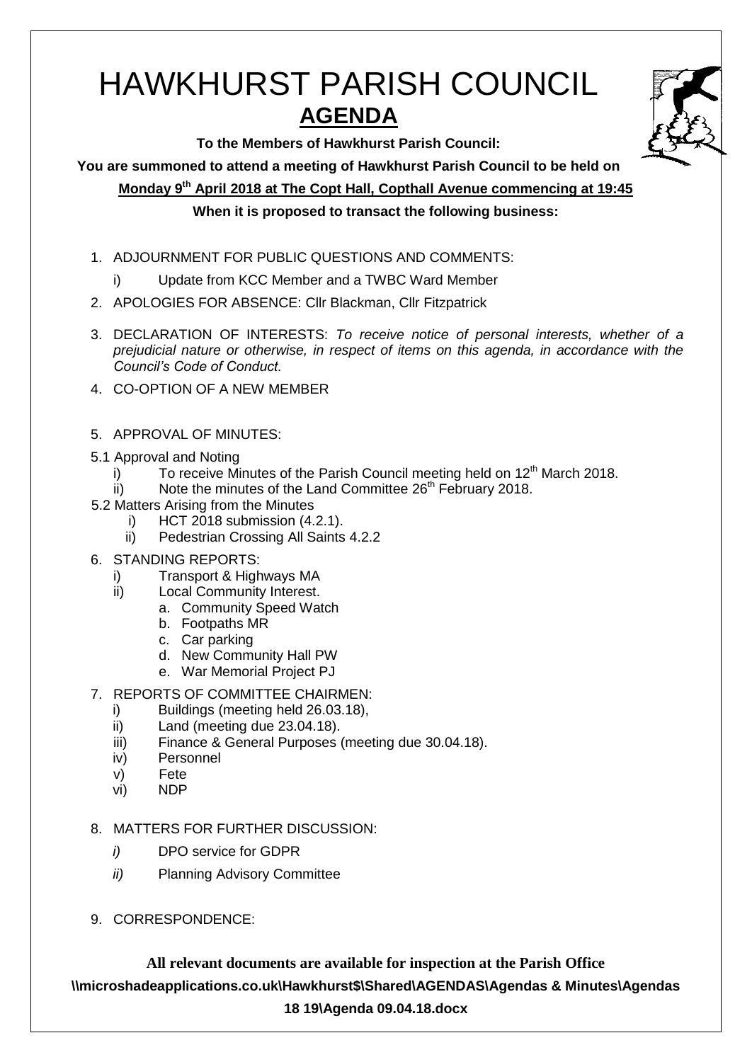# HAWKHURST PARISH COUNCIL

## AGENDA

**To the Members of Hawkhurst Parish Council:**

**You are summoned to attend a meeting of Hawkhurst Parish Council to be held on**

**Monday 9th April 2018 at The Copt Hall, Copthall Avenue commencing at 19:45**

**When it is proposed to transact the following business:**

1. ADJOURNMENT FOR PUBLIC QUESTIONS AND COMMENTS:
   - i) Update from KCC Member and a TWBC Ward Member
2. APOLOGIES FOR ABSENCE: Cllr Blackman, Cllr Fitzpatrick
3. DECLARATION OF INTERESTS: *To receive notice of personal interests, whether of a prejudicial nature or otherwise, in respect of items on this agenda, in accordance with the Council's Code of Conduct.*
4. CO-OPTION OF A NEW MEMBER
5. APPROVAL OF MINUTES:

5.1 Approval and Noting
   - i) To receive Minutes of the Parish Council meeting held on 12th March 2018.
   - ii) Note the minutes of the Land Committee 26th February 2018.

5.2 Matters Arising from the Minutes
   - i) HCT 2018 submission (4.2.1).
   - ii) Pedestrian Crossing All Saints 4.2.2

6. STANDING REPORTS:
   - i) Transport & Highways MA
   - ii) Local Community Interest.
     - a. Community Speed Watch
     - b. Footpaths MR
     - c. Car parking
     - d. New Community Hall PW
     - e. War Memorial Project PJ
7. REPORTS OF COMMITTEE CHAIRMEN:
   - i) Buildings (meeting held 26.03.18),
   - ii) Land (meeting due 23.04.18).
   - iii) Finance & General Purposes (meeting due 30.04.18).
   - iv) Personnel
   - v) Fete
   - vi) NDP
8. MATTERS FOR FURTHER DISCUSSION:
   - *i)* DPO service for GDPR
   - *ii)* Planning Advisory Committee
9. CORRESPONDENCE:

**All relevant documents are available for inspection at the Parish Office**

**\\microshadeapplications.co.uk\Hawkhurst$\Shared\AGENDAS\Agendas & Minutes\Agendas 18 19\Agenda 09.04.18.docx**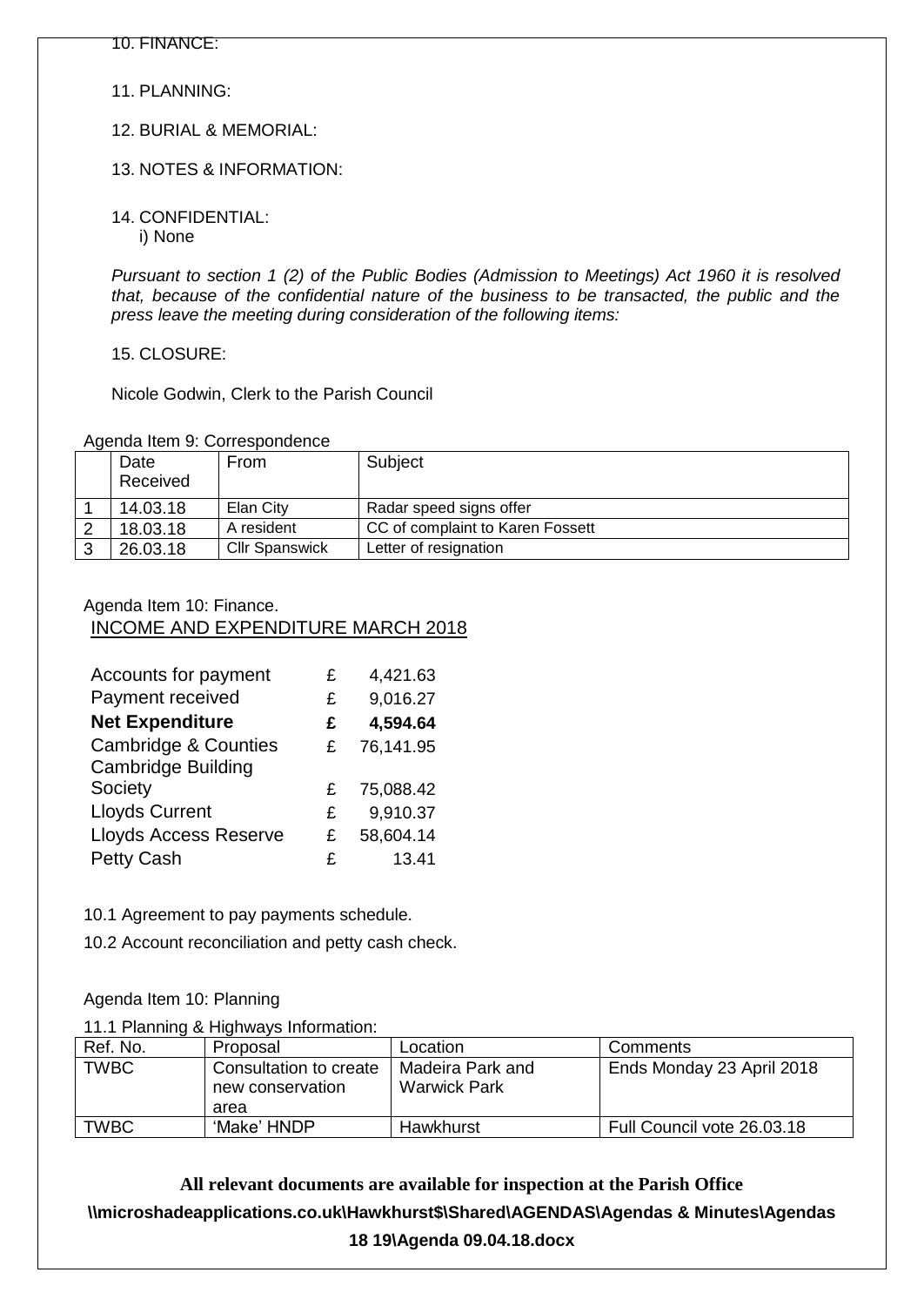10. FINANCE:

11. PLANNING:

12. BURIAL & MEMORIAL:

13. NOTES & INFORMATION:

14. CONFIDENTIAL:
    i) None

*Pursuant to section 1 (2) of the Public Bodies (Admission to Meetings) Act 1960 it is resolved that, because of the confidential nature of the business to be transacted, the public and the press leave the meeting during consideration of the following items:*

15. CLOSURE:

Nicole Godwin, Clerk to the Parish Council

Agenda Item 9: Correspondence

| | Date Received | From | Subject |
|---|---|---|---|
| 1 | 14.03.18 | Elan City | Radar speed signs offer |
| 2 | 18.03.18 | A resident | CC of complaint to Karen Fossett |
| 3 | 26.03.18 | Cllr Spanswick | Letter of resignation |

Agenda Item 10: Finance.

INCOME AND EXPENDITURE MARCH 2018

| | | |
|---|---|---|
| Accounts for payment | £ | 4,421.63 |
| Payment received | £ | 9,016.27 |
| **Net Expenditure** | **£** | **4,594.64** |
| Cambridge & Counties | £ | 76,141.95 |
| Cambridge Building Society | £ | 75,088.42 |
| Lloyds Current | £ | 9,910.37 |
| Lloyds Access Reserve | £ | 58,604.14 |
| Petty Cash | £ | 13.41 |

10.1 Agreement to pay payments schedule.

10.2 Account reconciliation and petty cash check.

Agenda Item 10: Planning

11.1 Planning & Highways Information:

| Ref. No. | Proposal | Location | Comments |
|---|---|---|---|
| TWBC | Consultation to create new conservation area | Madeira Park and Warwick Park | Ends Monday 23 April 2018 |
| TWBC | 'Make' HNDP | Hawkhurst | Full Council vote 26.03.18 |

**All relevant documents are available for inspection at the Parish Office**

**\\microshadeapplications.co.uk\Hawkhurst$\Shared\AGENDAS\Agendas & Minutes\Agendas 18 19\Agenda 09.04.18.docx**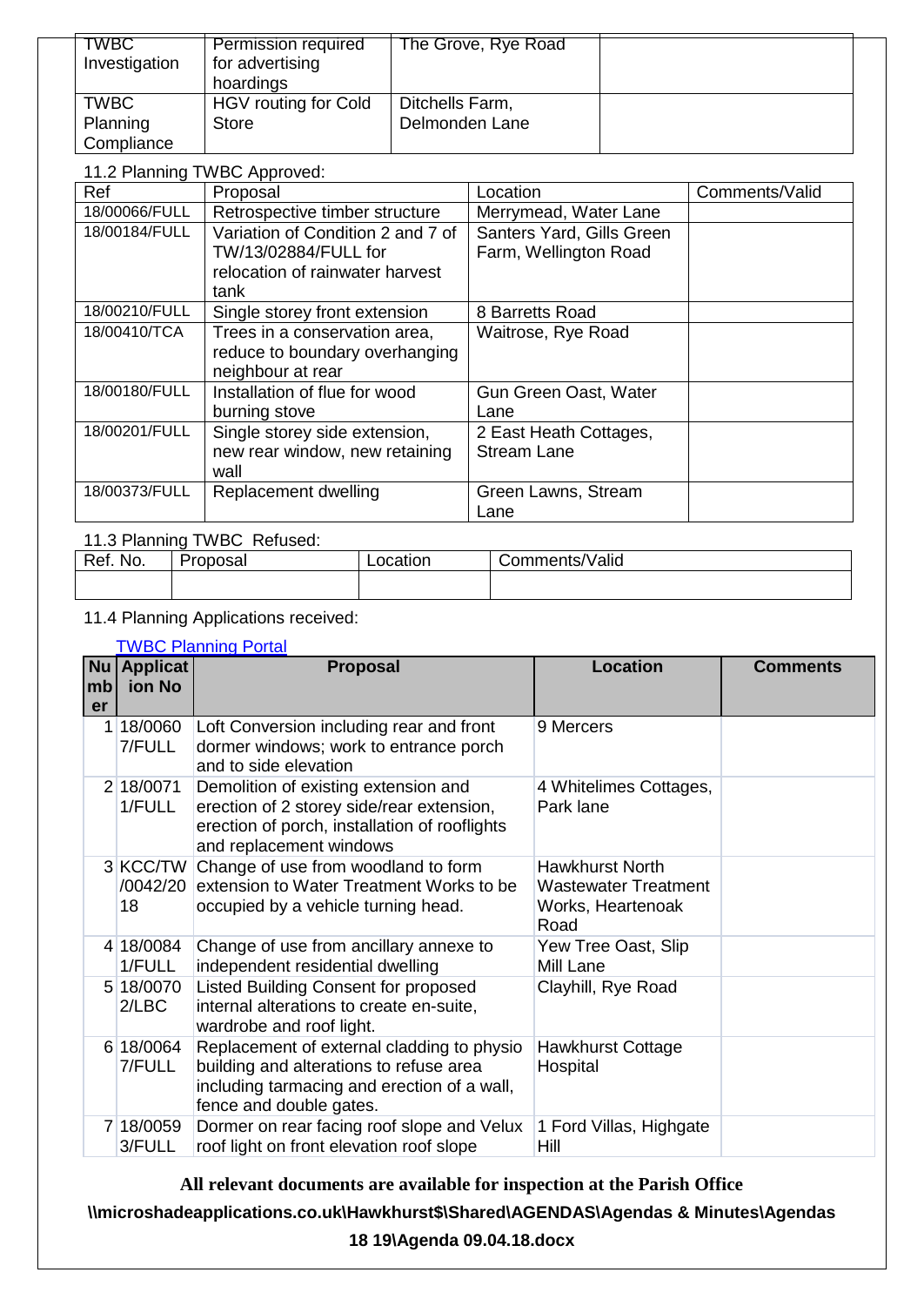| TWBC Investigation | Permission required for advertising hoardings | The Grove, Rye Road | |
|---|---|---|---|
| TWBC Planning Compliance | HGV routing for Cold Store | Ditchells Farm, Delmonden Lane | |

11.2 Planning TWBC Approved:

| Ref | Proposal | Location | Comments/Valid |
|---|---|---|---|
| 18/00066/FULL | Retrospective timber structure | Merrymead, Water Lane | |
| 18/00184/FULL | Variation of Condition 2 and 7 of TW/13/02884/FULL for relocation of rainwater harvest tank | Santers Yard, Gills Green Farm, Wellington Road | |
| 18/00210/FULL | Single storey front extension | 8 Barretts Road | |
| 18/00410/TCA | Trees in a conservation area, reduce to boundary overhanging neighbour at rear | Waitrose, Rye Road | |
| 18/00180/FULL | Installation of flue for wood burning stove | Gun Green Oast, Water Lane | |
| 18/00201/FULL | Single storey side extension, new rear window, new retaining wall | 2 East Heath Cottages, Stream Lane | |
| 18/00373/FULL | Replacement dwelling | Green Lawns, Stream Lane | |

11.3 Planning TWBC Refused:

| Ref. No. | Proposal | Location | Comments/Valid |
|---|---|---|---|
| | | | |

11.4 Planning Applications received:

[TWBC Planning Portal]

| Number | Application No | Proposal | Location | Comments |
|---|---|---|---|---|
| 1 | 18/00607/FULL | Loft Conversion including rear and front dormer windows; work to entrance porch and to side elevation | 9 Mercers | |
| 2 | 18/00711/FULL | Demolition of existing extension and erection of 2 storey side/rear extension, erection of porch, installation of rooflights and replacement windows | 4 Whitelimes Cottages, Park lane | |
| 3 | KCC/TW/0042/2018 | Change of use from woodland to form extension to Water Treatment Works to be occupied by a vehicle turning head. | Hawkhurst North Wastewater Treatment Works, Heartenoak Road | |
| 4 | 18/00841/FULL | Change of use from ancillary annexe to independent residential dwelling | Yew Tree Oast, Slip Mill Lane | |
| 5 | 18/00702/LBC | Listed Building Consent for proposed internal alterations to create en-suite, wardrobe and roof light. | Clayhill, Rye Road | |
| 6 | 18/00647/FULL | Replacement of external cladding to physio building and alterations to refuse area including tarmacing and erection of a wall, fence and double gates. | Hawkhurst Cottage Hospital | |
| 7 | 18/00593/FULL | Dormer on rear facing roof slope and Velux roof light on front elevation roof slope | 1 Ford Villas, Highgate Hill | |

**All relevant documents are available for inspection at the Parish Office**

**\\microshadeapplications.co.uk\Hawkhurst$\Shared\AGENDAS\Agendas & Minutes\Agendas 18 19\Agenda 09.04.18.docx**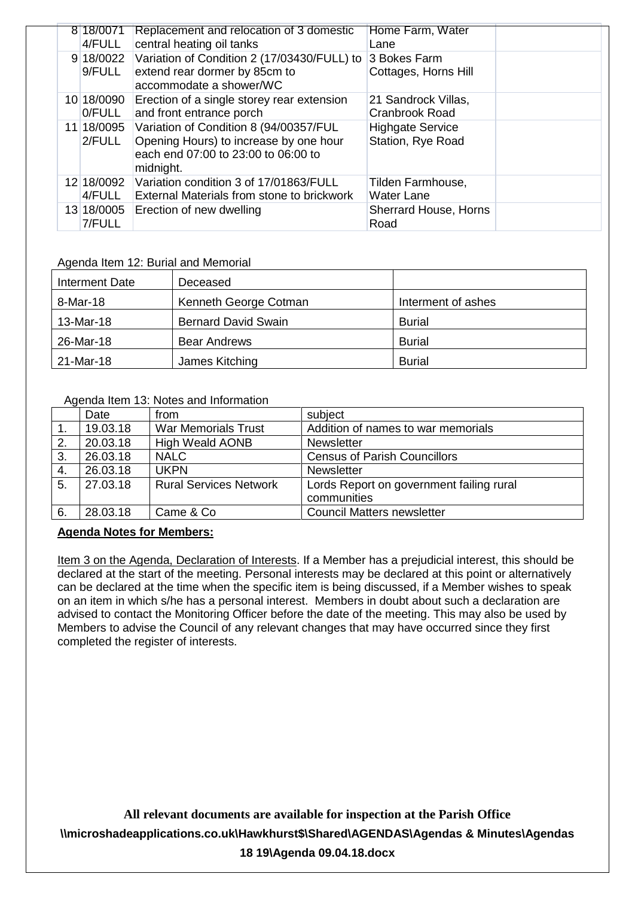| | | | | |
|---|---|---|---|---|
| 8 | 18/00714/FULL | Replacement and relocation of 3 domestic central heating oil tanks | Home Farm, Water Lane | |
| 9 | 18/00229/FULL | Variation of Condition 2 (17/03430/FULL) to extend rear dormer by 85cm to accommodate a shower/WC | 3 Bokes Farm Cottages, Horns Hill | |
| 10 | 18/00900/FULL | Erection of a single storey rear extension and front entrance porch | 21 Sandrock Villas, Cranbrook Road | |
| 11 | 18/00952/FULL | Variation of Condition 8 (94/00357/FUL Opening Hours) to increase by one hour each end 07:00 to 23:00 to 06:00 to midnight. | Highgate Service Station, Rye Road | |
| 12 | 18/00924/FULL | Variation condition 3 of 17/01863/FULL External Materials from stone to brickwork | Tilden Farmhouse, Water Lane | |
| 13 | 18/00057/FULL | Erection of new dwelling | Sherrard House, Horns Road | |

Agenda Item 12: Burial and Memorial

| Interment Date | Deceased | |
|---|---|---|
| 8-Mar-18 | Kenneth George Cotman | Interment of ashes |
| 13-Mar-18 | Bernard David Swain | Burial |
| 26-Mar-18 | Bear Andrews | Burial |
| 21-Mar-18 | James Kitching | Burial |

Agenda Item 13: Notes and Information

| | Date | from | subject |
|---|---|---|---|
| 1. | 19.03.18 | War Memorials Trust | Addition of names to war memorials |
| 2. | 20.03.18 | High Weald AONB | Newsletter |
| 3. | 26.03.18 | NALC | Census of Parish Councillors |
| 4. | 26.03.18 | UKPN | Newsletter |
| 5. | 27.03.18 | Rural Services Network | Lords Report on government failing rural communities |
| 6. | 28.03.18 | Came & Co | Council Matters newsletter |

**Agenda Notes for Members:**

Item 3 on the Agenda, Declaration of Interests. If a Member has a prejudicial interest, this should be declared at the start of the meeting. Personal interests may be declared at this point or alternatively can be declared at the time when the specific item is being discussed, if a Member wishes to speak on an item in which s/he has a personal interest. Members in doubt about such a declaration are advised to contact the Monitoring Officer before the date of the meeting. This may also be used by Members to advise the Council of any relevant changes that may have occurred since they first completed the register of interests.

**All relevant documents are available for inspection at the Parish Office**
**\\microshadeapplications.co.uk\Hawkhurst$\Shared\AGENDAS\Agendas & Minutes\Agendas 18 19\Agenda 09.04.18.docx**